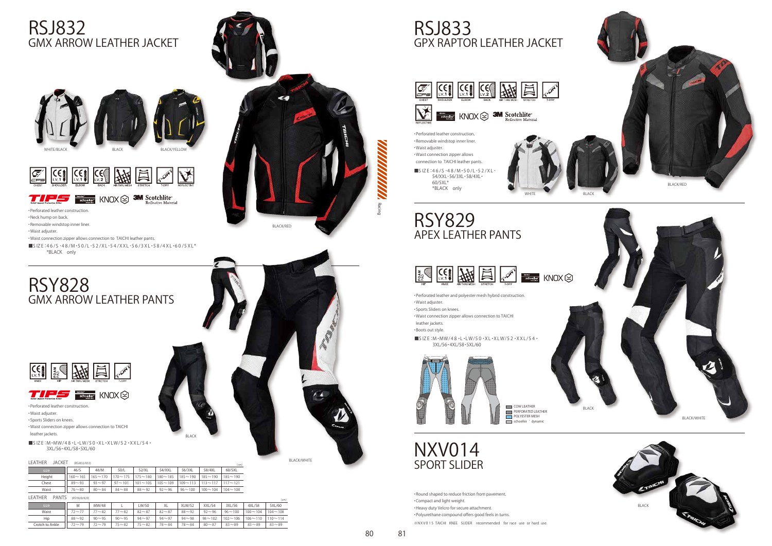# RSJ832
## GMX ARROW LEATHER JACKET

WHITE/BLACK BLACK BLACK/YELLOW

CHEST SHOULDER ELBOW BACK AIR THRU MESH STRETCH T-DRY REFLECTIVE

TIPS schoeller KNOX 3M Scotchlite Reflective Material

- Perforated leather construction.
- Neck hump on back.
- Removable windstop inner liner.
- Waist adjuster.
- Waist connection zipper allows connection to TAICHI leather pants.

■SIZE : 46/S・48/M・50/L・52/XL・54/XXL・56/3XL・58/4XL・60/5XL*
*BLACK only

BLACK/RED

# RSY828
## GMX ARROW LEATHER PANTS

KNEE HIP AIR THRU MESH STRETCH T-DRY

TIPS schoeller KNOX

- Perforated leather construction.
- Waist adjuster.
- Sports Sliders on knees.
- Waist connection zipper allows connection to TAICHI leather jackets.

■SIZE : M・MW/48・L・LW/50・XL・XLW/52・XXL/54・3XL/56・4XL/58・5XL/60

BLACK

BLACK/WHITE

LEATHER JACKET (RSJ832/833) (cm)

| size | 46/S | 48/M | 50/L | 52/XL | 54/XXL | 56/3XL | 58/4XL | 60/5XL |
|---|---|---|---|---|---|---|---|---|
| Height | 160〜165 | 165〜170 | 170〜175 | 175〜180 | 180〜185 | 185〜190 | 185〜190 | 185〜190 |
| Chest | 89〜93 | 93〜97 | 97〜101 | 101〜105 | 105〜109 | 109〜113 | 113〜117 | 117〜121 |
| Waist | 76〜80 | 80〜84 | 84〜88 | 88〜92 | 92〜96 | 96〜100 | 100〜104 | 104〜108 |

LEATHER PANTS (RSY828/829) (cm)

| size | M | MW/48 | L | LW/50 | XL | XLW/52 | XXL/54 | 3XL/56 | 4XL/58 | 5XL/60 |
|---|---|---|---|---|---|---|---|---|---|---|
| Waist | 72〜77 | 77〜82 | 77〜82 | 82〜87 | 82〜87 | 88〜92 | 92〜96 | 96〜100 | 100〜104 | 104〜108 |
| Hip | 88〜92 | 90〜95 | 90〜95 | 94〜97 | 94〜97 | 94〜98 | 98〜102 | 102〜106 | 106〜110 | 110〜114 |
| Crotch to Ankle | 72〜79 | 72〜79 | 75〜82 | 75〜82 | 78〜84 | 78〜84 | 80〜87 | 83〜89 | 83〜89 | 83〜89 |

# RSJ833
## GPX RAPTOR LEATHER JACKET

CHEST SHOULDER ELBOW BACK AIR THRU MESH STRETCH T-DRY REFLECTIVE

schoeller KNOX 3M Scotchlite Reflective Material

- Perforated leather construction.
- Removable windstop inner liner.
- Waist adjuster.
- Waist connection zipper allows connection to TAICHI leather pants.

■SIZE : 46/S・48/M・50/L・52/XL・54/XXL・56/3XL・58/4XL・60/5XL*
*BLACK only

WHITE BLACK BLACK/RED

# RSY829
## APEX LEATHER PANTS

HIP KNEE AIR THRU MESH STRETCH T-DRY

schoeller KNOX

- Perforated leather and polyester mesh hybrid construction.
- Waist adjuster.
- Sports Sliders on knees.
- Waist connection zipper allows connection to TAICHI leather jackets.
- Boots out style.

■SIZE : M・MW/48・L・LW/50・XL・XLW/52・XXL/54・3XL/56・4XL/58・5XL/60

COW LEATHER
PERFORATED LEATHER
POLYESTER MESH
schoeller dynamic

BLACK BLACK/WHITE

# NXV014
## SPORT SLIDER

- Round shaped to reduce friction from pavement.
- Compact and light weight.
- Heavy duty Velcro for secure attachment.
- Polyurethane compound offers good feels in turns.

※NXV015 TAICHI KNEE SLIDER recommended for race use or hard use.

BLACK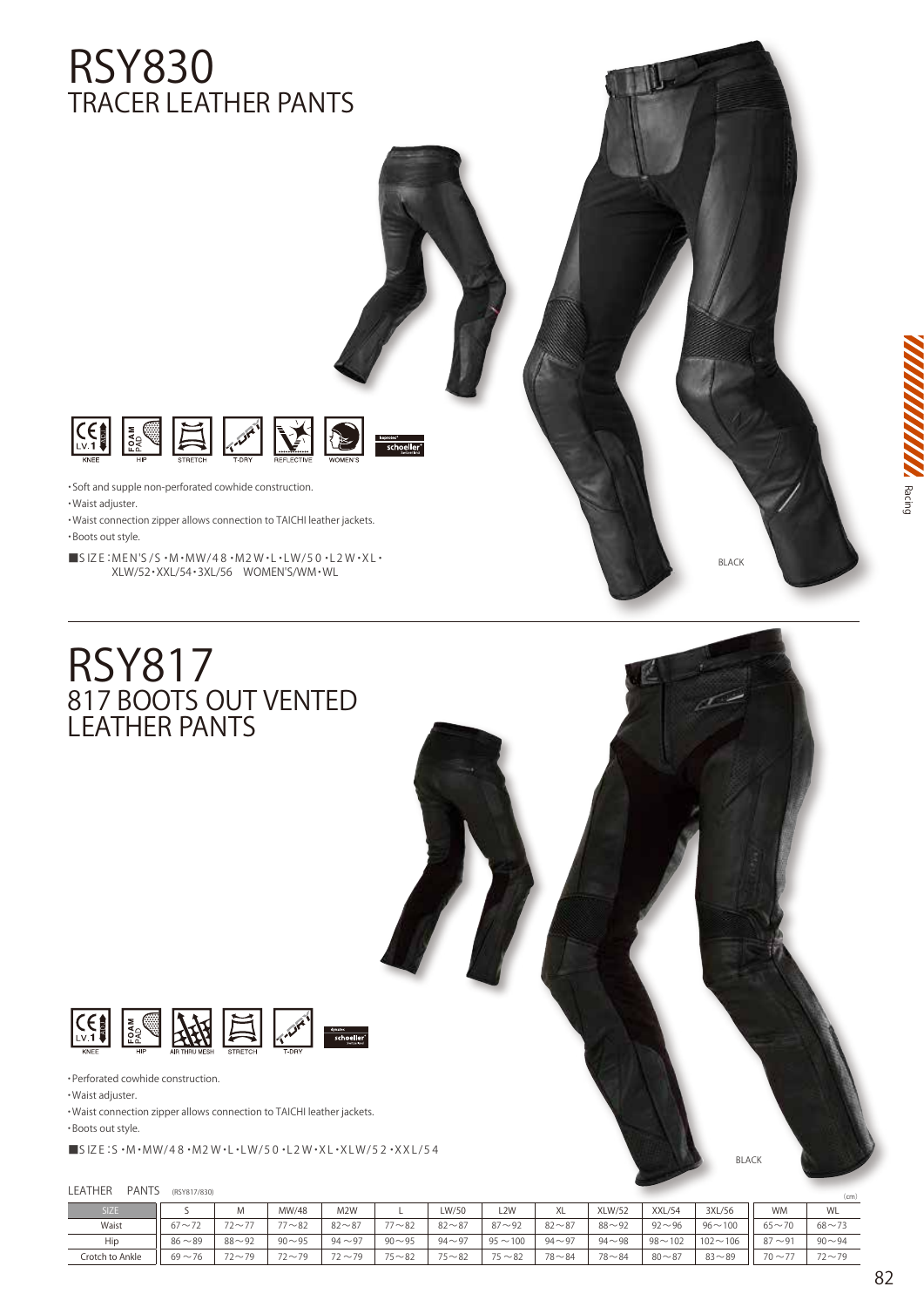# RSY830
## TRACER LEATHER PANTS

CE LV.1 KNEE / FOAM PAD HIP / STRETCH / T-DRY / REFLECTIVE / WOMEN'S / schoeller

・Soft and supple non-perforated cowhide construction.
・Waist adjuster.
・Waist connection zipper allows connection to TAICHI leather jackets.
・Boots out style.

■SIZE : MEN'S/S・M・MW/48・M2W・L・LW/50・L2W・XL・XLW/52・XXL/54・3XL/56 WOMEN'S/WM・WL

BLACK

# RSY817
## 817 BOOTS OUT VENTED LEATHER PANTS

CE LV.1 KNEE / FOAM PAD HIP / AIR THRU MESH / STRETCH / T-DRY / schoeller

・Perforated cowhide construction.
・Waist adjuster.
・Waist connection zipper allows connection to TAICHI leather jackets.
・Boots out style.

■SIZE : S・M・MW/48・M2W・L・LW/50・L2W・XL・XLW/52・XXL/54

BLACK

LEATHER PANTS (RSY817/830) (cm)

| SIZE | S | M | MW/48 | M2W | L | LW/50 | L2W | XL | XLW/52 | XXL/54 | 3XL/56 | WM | WL |
|---|---|---|---|---|---|---|---|---|---|---|---|---|---|
| Waist | 67～72 | 72～77 | 77～82 | 82～87 | 77～82 | 82～87 | 87～92 | 82～87 | 88～92 | 92～96 | 96～100 | 65～70 | 68～73 |
| Hip | 86～89 | 88～92 | 90～95 | 94～97 | 90～95 | 94～97 | 95～100 | 94～97 | 94～98 | 98～102 | 102～106 | 87～91 | 90～94 |
| Crotch to Ankle | 69～76 | 72～79 | 72～79 | 72～79 | 75～82 | 75～82 | 75～82 | 78～84 | 78～84 | 80～87 | 83～89 | 70～77 | 72～79 |

Racing